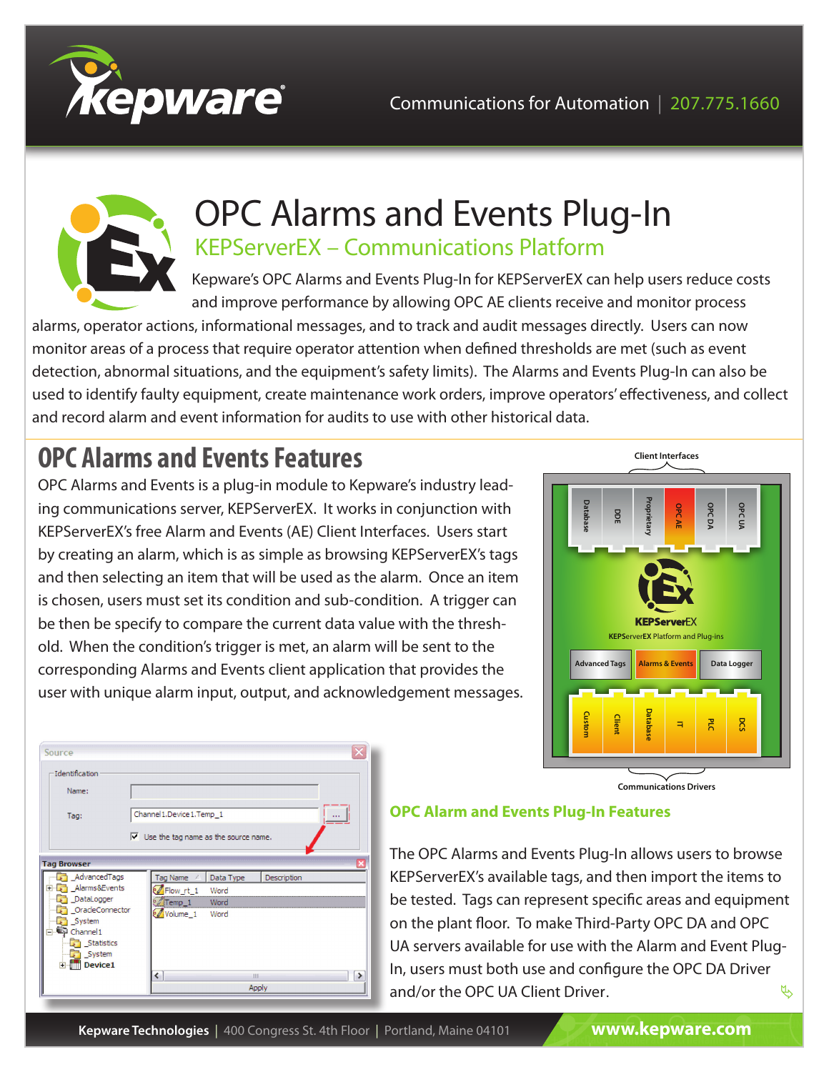# OPC Alarms and Events Plug-In

## KEPServerEX – Communications Platform

Kepware's OPC Alarms and Events Plug-In for KEPServerEX can help users reduce costs and improve performance by allowing OPC AE clients receive and monitor process alarms, operator actions, informational messages, and to track and audit messages directly. Users can now monitor areas of a process that require operator attention when defined thresholds are met (such as event detection, abnormal situations, and the equipment's safety limits). The Alarms and Events Plug-In can also be used to identify faulty equipment, create maintenance work orders, improve operators' effectiveness, and collect and record alarm and event information for audits to use with other historical data.

## OPC Alarms and Events Features

OPC Alarms and Events is a plug-in module to Kepware's industry leading communications server, KEPServerEX. It works in conjunction with KEPServerEX's free Alarm and Events (AE) Client Interfaces. Users start by creating an alarm, which is as simple as browsing KEPServerEX's tags and then selecting an item that will be used as the alarm. Once an item is chosen, users must set its condition and sub-condition. A trigger can be then be specify to compare the current data value with the threshold. When the condition's trigger is met, an alarm will be sent to the corresponding Alarms and Events client application that provides the user with unique alarm input, output, and acknowledgement messages.

### OPC Alarm and Events Plug-In Features

The OPC Alarms and Events Plug-In allows users to browse KEPServerEX's available tags, and then import the items to be tested. Tags can represent specific areas and equipment on the plant floor. To make Third-Party OPC DA and OPC UA servers available for use with the Alarm and Event Plug-In, users must both use and configure the OPC DA Driver and/or the OPC UA Client Driver.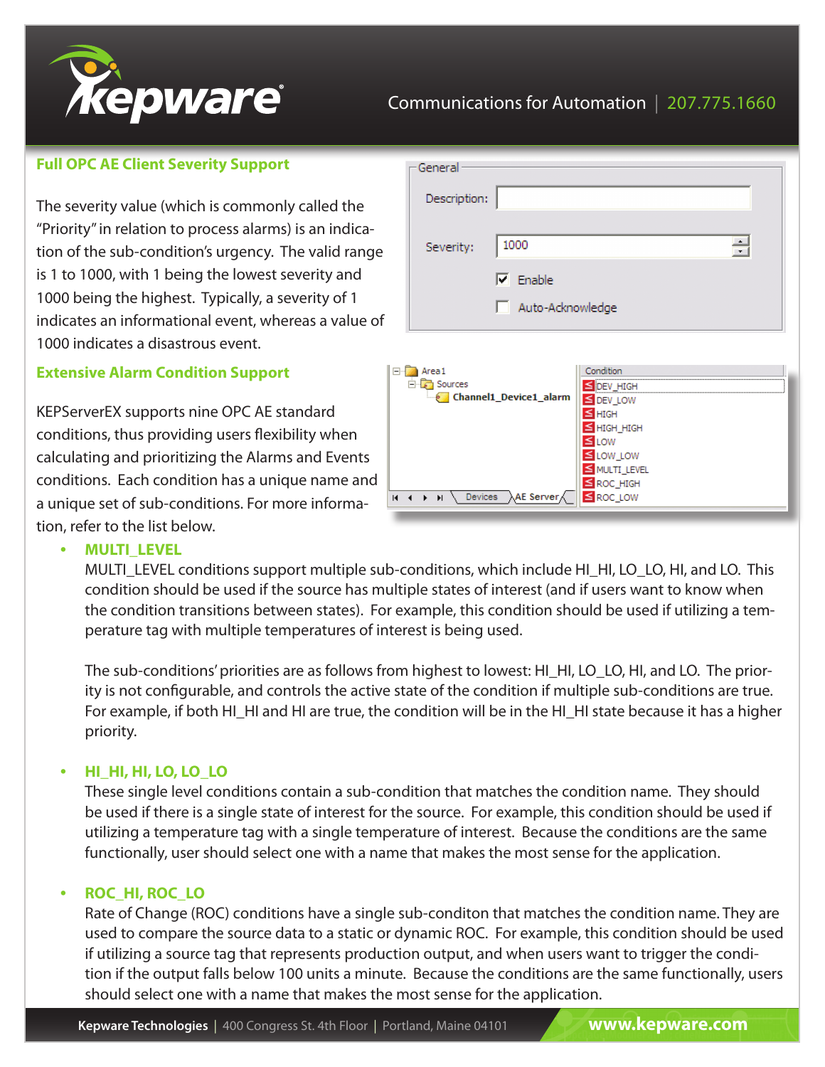## Full OPC AE Client Severity Support

The severity value (which is commonly called the "Priority" in relation to process alarms) is an indication of the sub-condition's urgency. The valid range is 1 to 1000, with 1 being the lowest severity and 1000 being the highest. Typically, a severity of 1 indicates an informational event, whereas a value of 1000 indicates a disastrous event.

General

Description:

Severity: 1000

Enable

Auto-Acknowledge

## Extensive Alarm Condition Support

KEPServerEX supports nine OPC AE standard conditions, thus providing users flexibility when calculating and prioritizing the Alarms and Events conditions. Each condition has a unique name and a unique set of sub-conditions. For more information, refer to the list below.

Area1
Sources
Channel1_Device1_alarm

Devices | AE Server

| Condition |
| --- |
| DEV_HIGH |
| DEV_LOW |
| HIGH |
| HIGH_HIGH |
| LOW |
| LOW_LOW |
| MULTI_LEVEL |
| ROC_HIGH |
| ROC_LOW |

- **MULTI_LEVEL**
  MULTI_LEVEL conditions support multiple sub-conditions, which include HI_HI, LO_LO, HI, and LO. This condition should be used if the source has multiple states of interest (and if users want to know when the condition transitions between states). For example, this condition should be used if utilizing a temperature tag with multiple temperatures of interest is being used.

  The sub-conditions' priorities are as follows from highest to lowest: HI_HI, LO_LO, HI, and LO. The priority is not configurable, and controls the active state of the condition if multiple sub-conditions are true. For example, if both HI_HI and HI are true, the condition will be in the HI_HI state because it has a higher priority.

- **HI_HI, HI, LO, LO_LO**
  These single level conditions contain a sub-condition that matches the condition name. They should be used if there is a single state of interest for the source. For example, this condition should be used if utilizing a temperature tag with a single temperature of interest. Because the conditions are the same functionally, user should select one with a name that makes the most sense for the application.

- **ROC_HI, ROC_LO**
  Rate of Change (ROC) conditions have a single sub-conditon that matches the condition name. They are used to compare the source data to a static or dynamic ROC. For example, this condition should be used if utilizing a source tag that represents production output, and when users want to trigger the condition if the output falls below 100 units a minute. Because the conditions are the same functionally, users should select one with a name that makes the most sense for the application.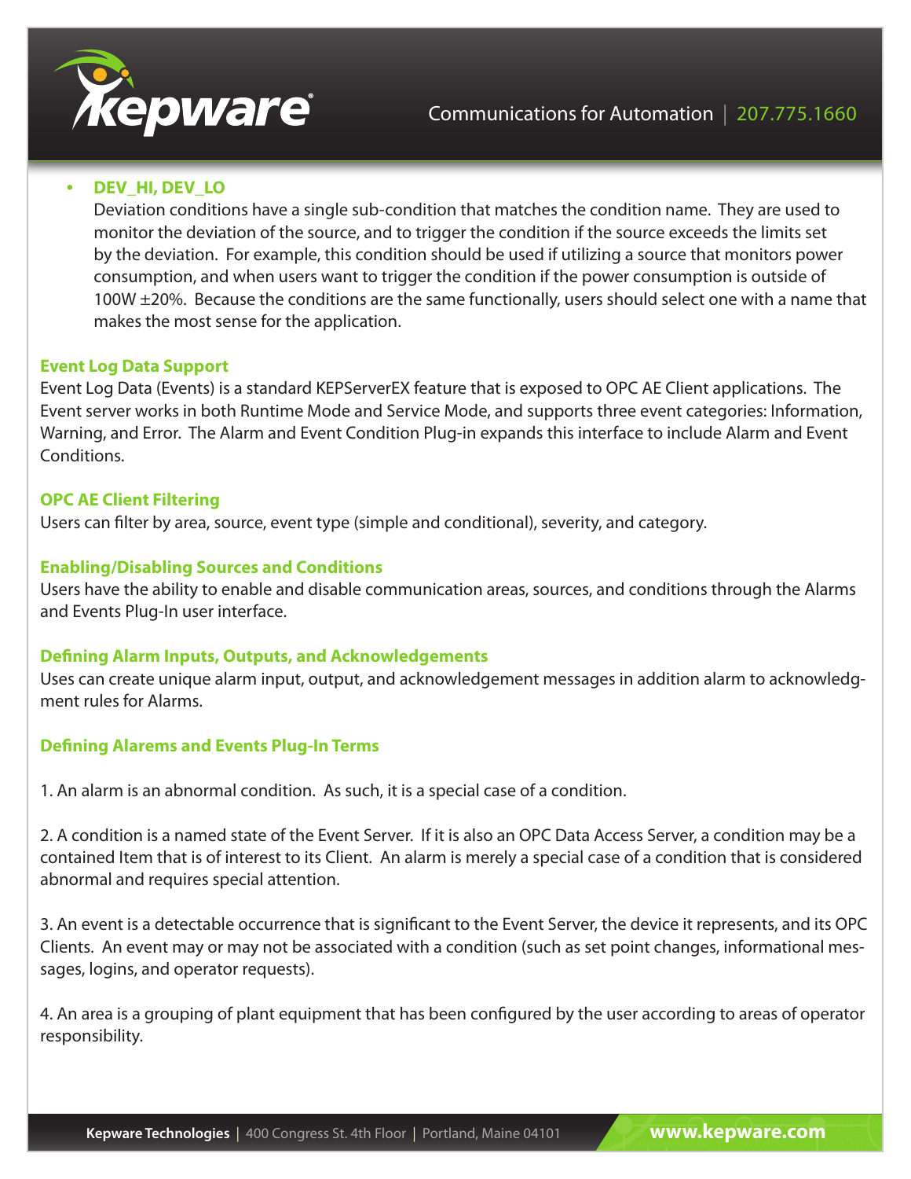- **DEV_HI, DEV_LO**
  Deviation conditions have a single sub-condition that matches the condition name. They are used to monitor the deviation of the source, and to trigger the condition if the source exceeds the limits set by the deviation. For example, this condition should be used if utilizing a source that monitors power consumption, and when users want to trigger the condition if the power consumption is outside of 100W ±20%. Because the conditions are the same functionally, users should select one with a name that makes the most sense for the application.

## Event Log Data Support

Event Log Data (Events) is a standard KEPServerEX feature that is exposed to OPC AE Client applications. The Event server works in both Runtime Mode and Service Mode, and supports three event categories: Information, Warning, and Error. The Alarm and Event Condition Plug-in expands this interface to include Alarm and Event Conditions.

## OPC AE Client Filtering

Users can filter by area, source, event type (simple and conditional), severity, and category.

## Enabling/Disabling Sources and Conditions

Users have the ability to enable and disable communication areas, sources, and conditions through the Alarms and Events Plug-In user interface.

## Defining Alarm Inputs, Outputs, and Acknowledgements

Uses can create unique alarm input, output, and acknowledgement messages in addition alarm to acknowledgment rules for Alarms.

## Defining Alarems and Events Plug-In Terms

1. An alarm is an abnormal condition. As such, it is a special case of a condition.

2. A condition is a named state of the Event Server. If it is also an OPC Data Access Server, a condition may be a contained Item that is of interest to its Client. An alarm is merely a special case of a condition that is considered abnormal and requires special attention.

3. An event is a detectable occurrence that is significant to the Event Server, the device it represents, and its OPC Clients. An event may or may not be associated with a condition (such as set point changes, informational messages, logins, and operator requests).

4. An area is a grouping of plant equipment that has been configured by the user according to areas of operator responsibility.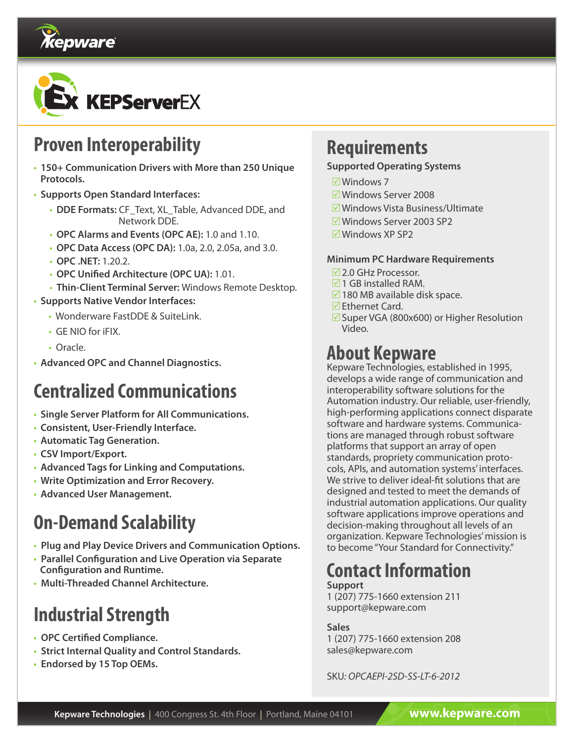# KEPServerEX

## Proven Interoperability

- **150+ Communication Drivers with More than 250 Unique Protocols.**
- **Supports Open Standard Interfaces:**
  - **DDE Formats:** CF_Text, XL_Table, Advanced DDE, and Network DDE.
  - **OPC Alarms and Events (OPC AE):** 1.0 and 1.10.
  - **OPC Data Access (OPC DA):** 1.0a, 2.0, 2.05a, and 3.0.
  - **OPC .NET:** 1.20.2.
  - **OPC Unified Architecture (OPC UA):** 1.01.
  - **Thin-Client Terminal Server:** Windows Remote Desktop.
- **Supports Native Vendor Interfaces:**
  - Wonderware FastDDE & SuiteLink.
  - GE NIO for iFIX.
  - Oracle.
- **Advanced OPC and Channel Diagnostics.**

## Centralized Communications

- **Single Server Platform for All Communications.**
- **Consistent, User-Friendly Interface.**
- **Automatic Tag Generation.**
- **CSV Import/Export.**
- **Advanced Tags for Linking and Computations.**
- **Write Optimization and Error Recovery.**
- **Advanced User Management.**

## On-Demand Scalability

- **Plug and Play Device Drivers and Communication Options.**
- **Parallel Configuration and Live Operation via Separate Configuration and Runtime.**
- **Multi-Threaded Channel Architecture.**

## Industrial Strength

- **OPC Certified Compliance.**
- **Strict Internal Quality and Control Standards.**
- **Endorsed by 15 Top OEMs.**

## Requirements

**Supported Operating Systems**

- ☑ Windows 7
- ☑ Windows Server 2008
- ☑ Windows Vista Business/Ultimate
- ☑ Windows Server 2003 SP2
- ☑ Windows XP SP2

**Minimum PC Hardware Requirements**

- ☑ 2.0 GHz Processor.
- ☑ 1 GB installed RAM.
- ☑ 180 MB available disk space.
- ☑ Ethernet Card.
- ☑ Super VGA (800x600) or Higher Resolution Video.

## About Kepware

Kepware Technologies, established in 1995, develops a wide range of communication and interoperability software solutions for the Automation industry. Our reliable, user-friendly, high-performing applications connect disparate software and hardware systems. Communications are managed through robust software platforms that support an array of open standards, propriety communication protocols, APIs, and automation systems' interfaces. We strive to deliver ideal-fit solutions that are designed and tested to meet the demands of industrial automation applications. Our quality software applications improve operations and decision-making throughout all levels of an organization. Kepware Technologies' mission is to become "Your Standard for Connectivity."

## Contact Information

**Support**
1 (207) 775-1660 extension 211
support@kepware.com

**Sales**
1 (207) 775-1660 extension 208
sales@kepware.com

SKU: *OPCAEPI-2SD-SS-LT-6-2012*

**Kepware Technologies** | 400 Congress St. 4th Floor | Portland, Maine 04101 **www.kepware.com**